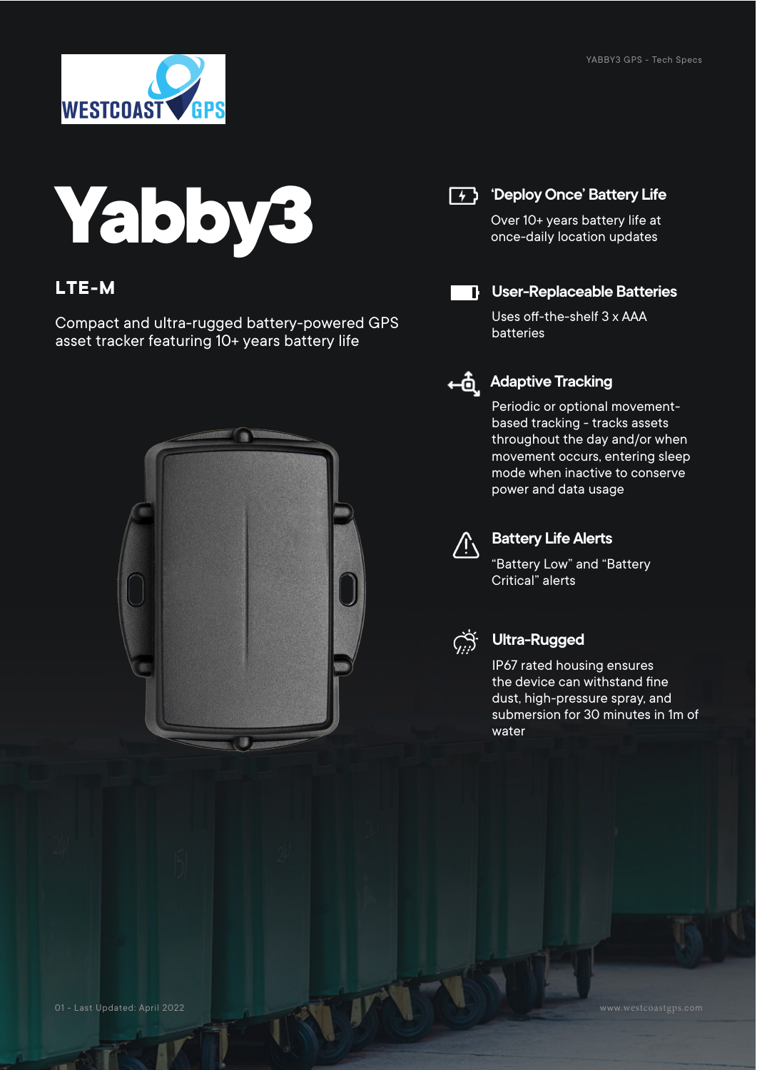# Yabby3

## LTE-M

Compact and ultra-rugged battery-powered GPS asset tracker featuring 10+ years battery life

### 'Deploy Once' Battery Life

Over 10+ years battery life at once-daily location updates

### User-Replaceable Batteries

Uses off-the-shelf 3 x AAA batteries

### Adaptive Tracking

Periodic or optional movement-based tracking - tracks assets throughout the day and/or when movement occurs, entering sleep mode when inactive to conserve power and data usage

### Battery Life Alerts

"Battery Low" and "Battery Critical" alerts

### Ultra-Rugged

IP67 rated housing ensures the device can withstand fine dust, high-pressure spray, and submersion for 30 minutes in 1m of water

01 - Last Updated: April 2022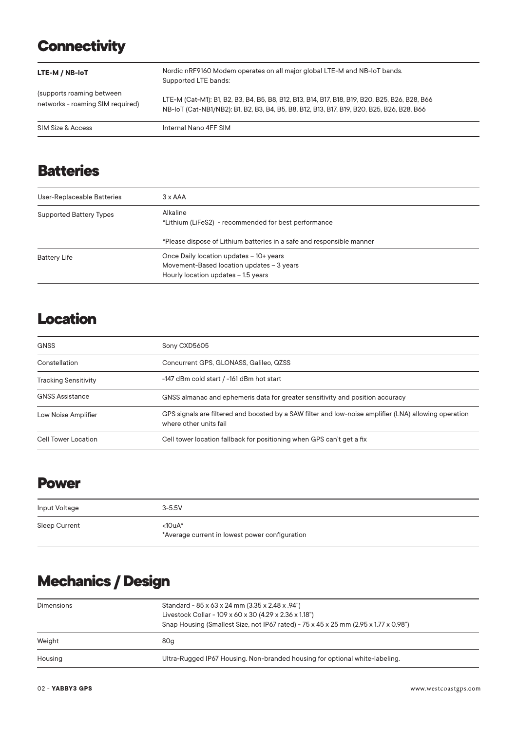## Connectivity

| **LTE-M / NB-IoT**<br><br>(supports roaming between networks - roaming SIM required) | Nordic nRF9160 Modem operates on all major global LTE-M and NB-IoT bands.<br>Supported LTE bands:<br><br>LTE-M (Cat-M1): B1, B2, B3, B4, B5, B8, B12, B13, B14, B17, B18, B19, B20, B25, B26, B28, B66<br>NB-IoT (Cat-NB1/NB2): B1, B2, B3, B4, B5, B8, B12, B13, B17, B19, B20, B25, B26, B28, B66 |
|---|---|
| SIM Size & Access | Internal Nano 4FF SIM |

## Batteries

| User-Replaceable Batteries | 3 x AAA |
|---|---|
| Supported Battery Types | Alkaline<br>*Lithium (LiFeS2) - recommended for best performance<br><br>*Please dispose of Lithium batteries in a safe and responsible manner |
| Battery Life | Once Daily location updates – 10+ years<br>Movement-Based location updates – 3 years<br>Hourly location updates – 1.5 years |

## Location

| GNSS | Sony CXD5605 |
|---|---|
| Constellation | Concurrent GPS, GLONASS, Galileo, QZSS |
| Tracking Sensitivity | -147 dBm cold start / -161 dBm hot start |
| GNSS Assistance | GNSS almanac and ephemeris data for greater sensitivity and position accuracy |
| Low Noise Amplifier | GPS signals are filtered and boosted by a SAW filter and low-noise amplifier (LNA) allowing operation where other units fail |
| Cell Tower Location | Cell tower location fallback for positioning when GPS can't get a fix |

## Power

| Input Voltage | 3-5.5V |
|---|---|
| Sleep Current | <10uA*<br>*Average current in lowest power configuration |

## Mechanics / Design

| Dimensions | Standard - 85 x 63 x 24 mm (3.35 x 2.48 x .94")<br>Livestock Collar - 109 x 60 x 30 (4.29 x 2.36 x 1.18")<br>Snap Housing (Smallest Size, not IP67 rated) - 75 x 45 x 25 mm (2.95 x 1.77 x 0.98") |
|---|---|
| Weight | 80g |
| Housing | Ultra-Rugged IP67 Housing. Non-branded housing for optional white-labeling. |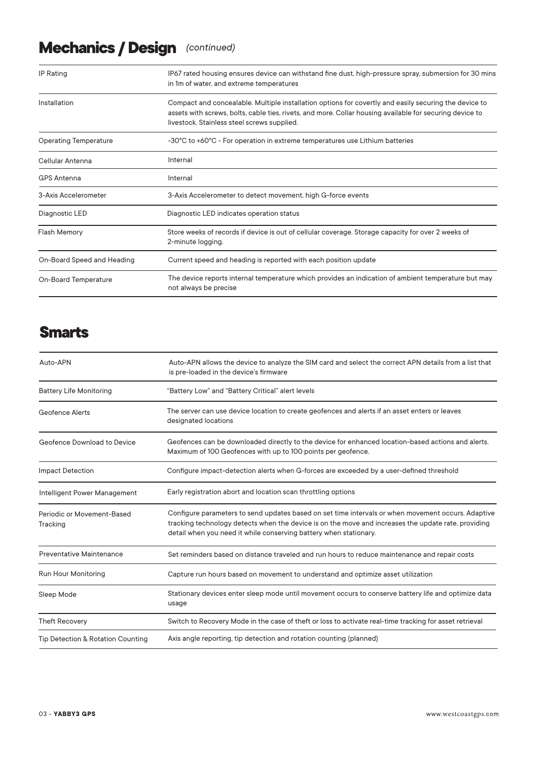## Mechanics / Design *(continued)*

| | |
|---|---|
| IP Rating | IP67 rated housing ensures device can withstand fine dust, high-pressure spray, submersion for 30 mins in 1m of water, and extreme temperatures |
| Installation | Compact and concealable. Multiple installation options for covertly and easily securing the device to assets with screws, bolts, cable ties, rivets, and more. Collar housing available for securing device to livestock. Stainless steel screws supplied. |
| Operating Temperature | -30°C to +60°C - For operation in extreme temperatures use Lithium batteries |
| Cellular Antenna | Internal |
| GPS Antenna | Internal |
| 3-Axis Accelerometer | 3-Axis Accelerometer to detect movement, high G-force events |
| Diagnostic LED | Diagnostic LED indicates operation status |
| Flash Memory | Store weeks of records if device is out of cellular coverage. Storage capacity for over 2 weeks of 2-minute logging. |
| On-Board Speed and Heading | Current speed and heading is reported with each position update |
| On-Board Temperature | The device reports internal temperature which provides an indication of ambient temperature but may not always be precise |

## Smarts

| | |
|---|---|
| Auto-APN | Auto-APN allows the device to analyze the SIM card and select the correct APN details from a list that is pre-loaded in the device's firmware |
| Battery Life Monitoring | "Battery Low" and "Battery Critical" alert levels |
| Geofence Alerts | The server can use device location to create geofences and alerts if an asset enters or leaves designated locations |
| Geofence Download to Device | Geofences can be downloaded directly to the device for enhanced location-based actions and alerts. Maximum of 100 Geofences with up to 100 points per geofence. |
| Impact Detection | Configure impact-detection alerts when G-forces are exceeded by a user-defined threshold |
| Intelligent Power Management | Early registration abort and location scan throttling options |
| Periodic or Movement-Based Tracking | Configure parameters to send updates based on set time intervals or when movement occurs. Adaptive tracking technology detects when the device is on the move and increases the update rate, providing detail when you need it while conserving battery when stationary. |
| Preventative Maintenance | Set reminders based on distance traveled and run hours to reduce maintenance and repair costs |
| Run Hour Monitoring | Capture run hours based on movement to understand and optimize asset utilization |
| Sleep Mode | Stationary devices enter sleep mode until movement occurs to conserve battery life and optimize data usage |
| Theft Recovery | Switch to Recovery Mode in the case of theft or loss to activate real-time tracking for asset retrieval |
| Tip Detection & Rotation Counting | Axis angle reporting, tip detection and rotation counting (planned) |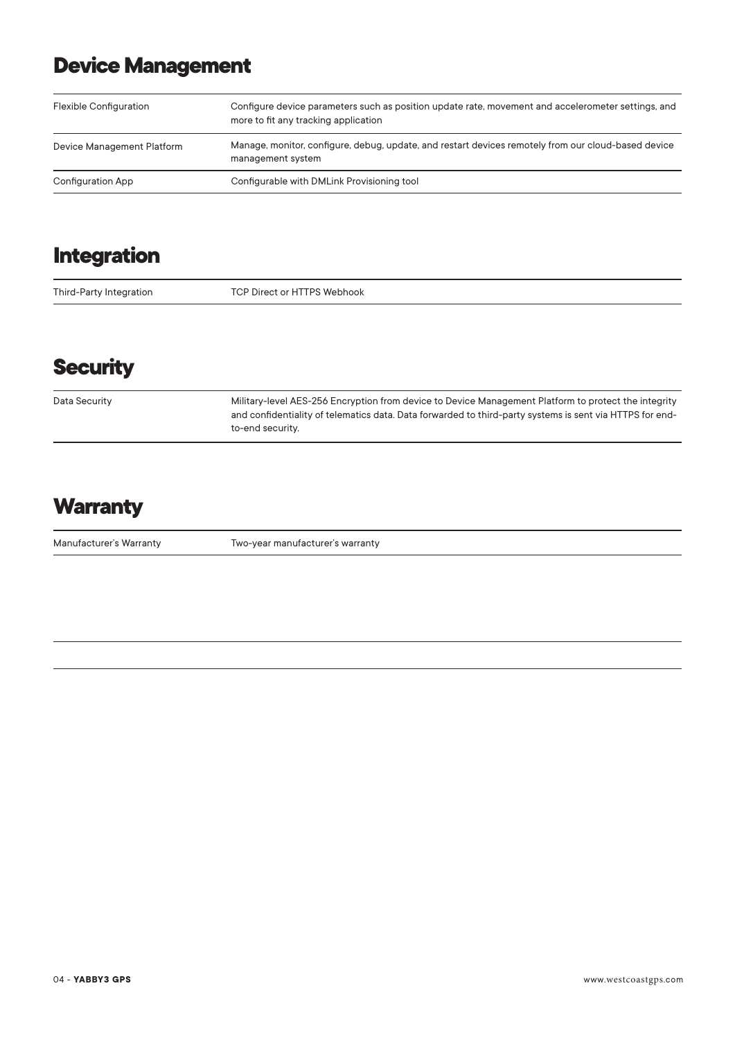## Device Management

| | |
|---|---|
| Flexible Configuration | Configure device parameters such as position update rate, movement and accelerometer settings, and more to fit any tracking application |
| Device Management Platform | Manage, monitor, configure, debug, update, and restart devices remotely from our cloud-based device management system |
| Configuration App | Configurable with DMLink Provisioning tool |

## Integration

| | |
|---|---|
| Third-Party Integration | TCP Direct or HTTPS Webhook |

## Security

| | |
|---|---|
| Data Security | Military-level AES-256 Encryption from device to Device Management Platform to protect the integrity and confidentiality of telematics data. Data forwarded to third-party systems is sent via HTTPS for end-to-end security. |

## Warranty

| | |
|---|---|
| Manufacturer's Warranty | Two-year manufacturer's warranty |